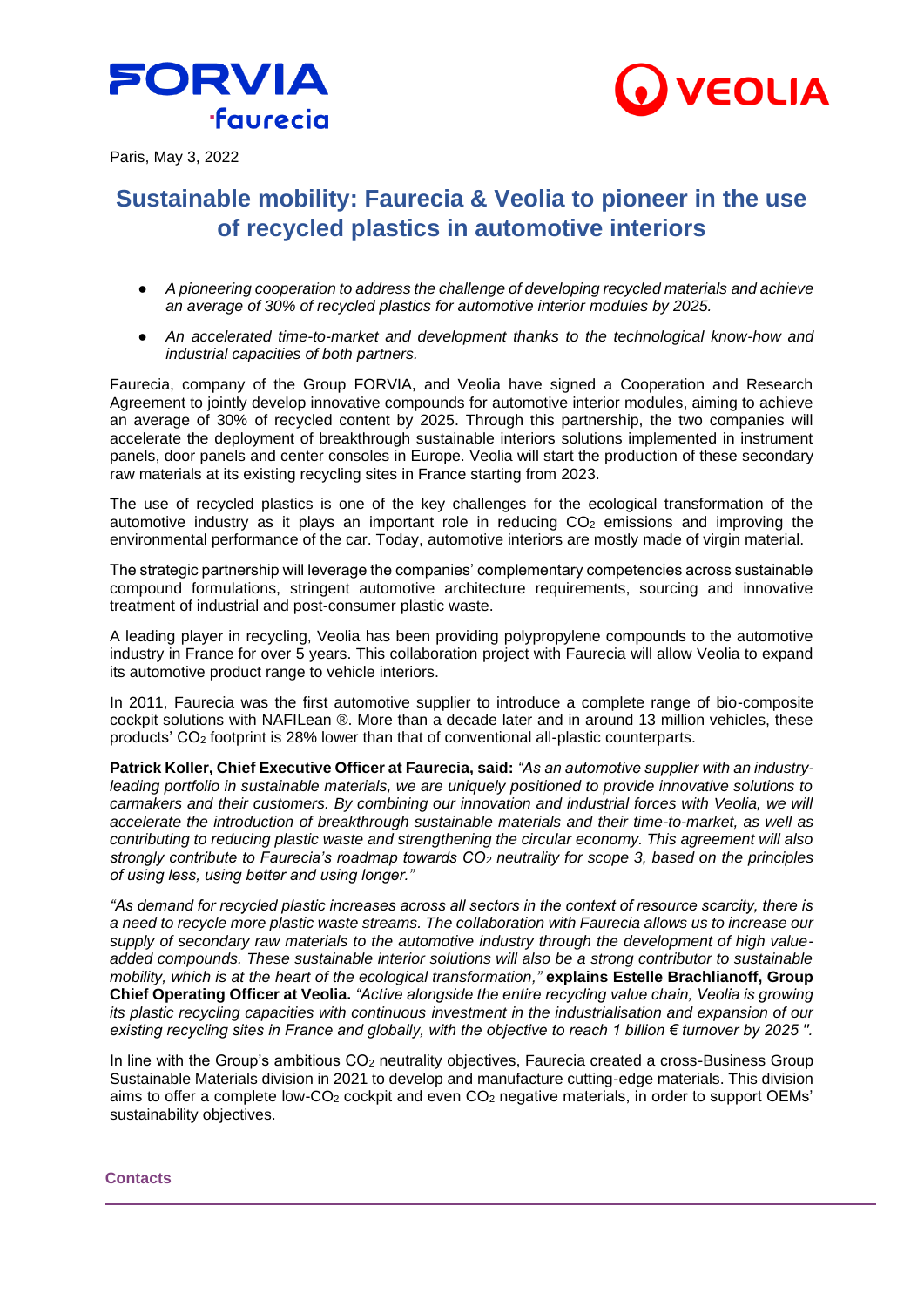Paris, May 3, 2022

# Sustainable mobility: Faurecia & Veolia to pioneer in the use of recycled plastics in automotive interiors

- *A pioneering cooperation to address the challenge of developing recycled materials and achieve an average of 30% of recycled plastics for automotive interior modules by 2025.*
- *An accelerated time-to-market and development thanks to the technological know-how and industrial capacities of both partners.*

Faurecia, company of the Group FORVIA, and Veolia have signed a Cooperation and Research Agreement to jointly develop innovative compounds for automotive interior modules, aiming to achieve an average of 30% of recycled content by 2025. Through this partnership, the two companies will accelerate the deployment of breakthrough sustainable interiors solutions implemented in instrument panels, door panels and center consoles in Europe. Veolia will start the production of these secondary raw materials at its existing recycling sites in France starting from 2023.

The use of recycled plastics is one of the key challenges for the ecological transformation of the automotive industry as it plays an important role in reducing $CO_2$ emissions and improving the environmental performance of the car. Today, automotive interiors are mostly made of virgin material.

The strategic partnership will leverage the companies' complementary competencies across sustainable compound formulations, stringent automotive architecture requirements, sourcing and innovative treatment of industrial and post-consumer plastic waste.

A leading player in recycling, Veolia has been providing polypropylene compounds to the automotive industry in France for over 5 years. This collaboration project with Faurecia will allow Veolia to expand its automotive product range to vehicle interiors.

In 2011, Faurecia was the first automotive supplier to introduce a complete range of bio-composite cockpit solutions with NAFILean ®. More than a decade later and in around 13 million vehicles, these products' $CO_2$ footprint is 28% lower than that of conventional all-plastic counterparts.

**Patrick Koller, Chief Executive Officer at Faurecia, said:** *"As an automotive supplier with an industry-leading portfolio in sustainable materials, we are uniquely positioned to provide innovative solutions to carmakers and their customers. By combining our innovation and industrial forces with Veolia, we will accelerate the introduction of breakthrough sustainable materials and their time-to-market, as well as contributing to reducing plastic waste and strengthening the circular economy. This agreement will also strongly contribute to Faurecia's roadmap towards $CO_2$ neutrality for scope 3, based on the principles of using less, using better and using longer."*

*"As demand for recycled plastic increases across all sectors in the context of resource scarcity, there is a need to recycle more plastic waste streams. The collaboration with Faurecia allows us to increase our supply of secondary raw materials to the automotive industry through the development of high value-added compounds. These sustainable interior solutions will also be a strong contributor to sustainable mobility, which is at the heart of the ecological transformation,"* **explains Estelle Brachlianoff, Group Chief Operating Officer at Veolia.** *"Active alongside the entire recycling value chain, Veolia is growing its plastic recycling capacities with continuous investment in the industrialisation and expansion of our existing recycling sites in France and globally, with the objective to reach 1 billion € turnover by 2025 ".*

In line with the Group's ambitious $CO_2$ neutrality objectives, Faurecia created a cross-Business Group Sustainable Materials division in 2021 to develop and manufacture cutting-edge materials. This division aims to offer a complete low-$CO_2$ cockpit and even $CO_2$ negative materials, in order to support OEMs' sustainability objectives.

**Contacts**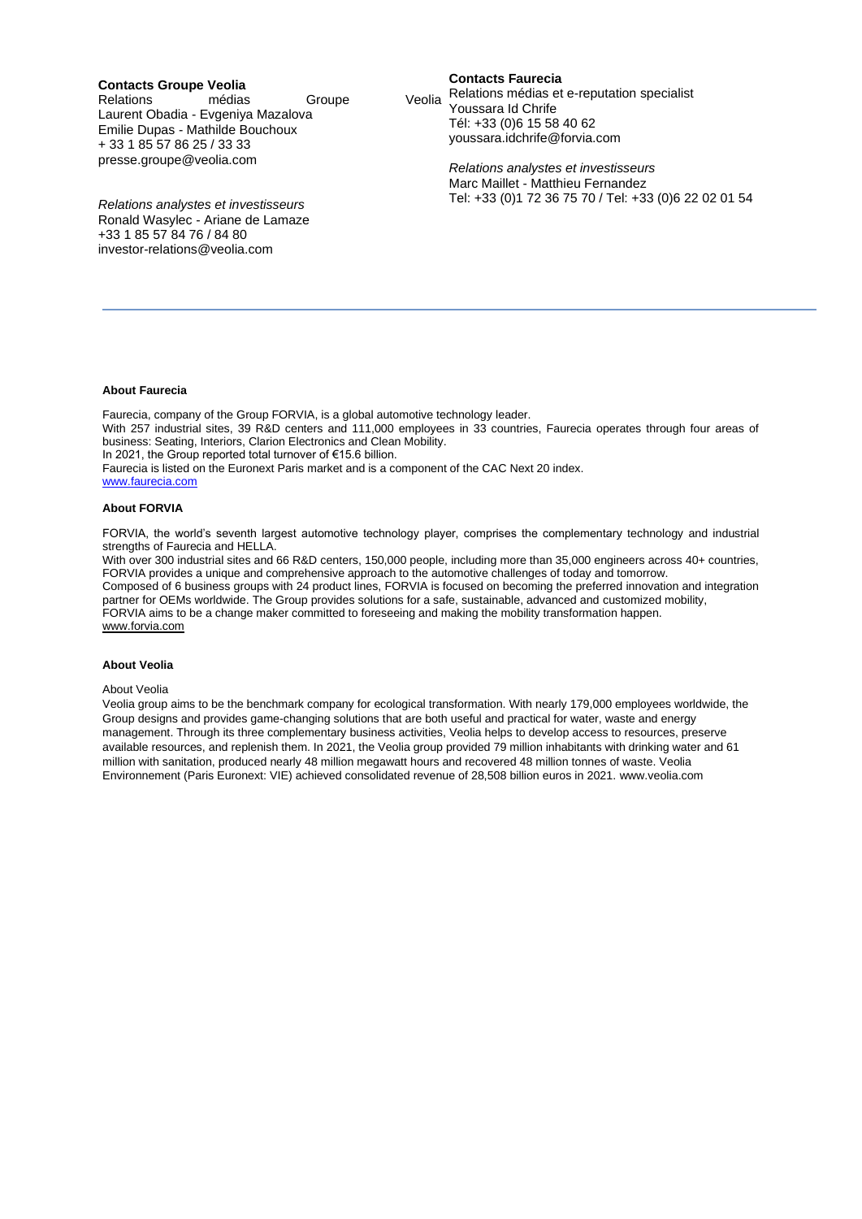**Contacts Groupe Veolia**

Relations médias Groupe Veolia
Laurent Obadia - Evgeniya Mazalova
Emilie Dupas - Mathilde Bouchoux
+ 33 1 85 57 86 25 / 33 33
presse.groupe@veolia.com

*Relations analystes et investisseurs*
Ronald Wasylec - Ariane de Lamaze
+33 1 85 57 84 76 / 84 80
investor-relations@veolia.com

**Contacts Faurecia**

Relations médias et e-reputation specialist
Youssara Id Chrife
Tél: +33 (0)6 15 58 40 62
youssara.idchrife@forvia.com

*Relations analystes et investisseurs*
Marc Maillet - Matthieu Fernandez
Tel: +33 (0)1 72 36 75 70 / Tel: +33 (0)6 22 02 01 54

---

**About Faurecia**

Faurecia, company of the Group FORVIA, is a global automotive technology leader.
With 257 industrial sites, 39 R&D centers and 111,000 employees in 33 countries, Faurecia operates through four areas of business: Seating, Interiors, Clarion Electronics and Clean Mobility.
In 2021, the Group reported total turnover of €15.6 billion.
Faurecia is listed on the Euronext Paris market and is a component of the CAC Next 20 index.
www.faurecia.com

**About FORVIA**

FORVIA, the world's seventh largest automotive technology player, comprises the complementary technology and industrial strengths of Faurecia and HELLA.
With over 300 industrial sites and 66 R&D centers, 150,000 people, including more than 35,000 engineers across 40+ countries, FORVIA provides a unique and comprehensive approach to the automotive challenges of today and tomorrow.
Composed of 6 business groups with 24 product lines, FORVIA is focused on becoming the preferred innovation and integration partner for OEMs worldwide. The Group provides solutions for a safe, sustainable, advanced and customized mobility,
FORVIA aims to be a change maker committed to foreseeing and making the mobility transformation happen.
www.forvia.com

**About Veolia**

About Veolia
Veolia group aims to be the benchmark company for ecological transformation. With nearly 179,000 employees worldwide, the Group designs and provides game-changing solutions that are both useful and practical for water, waste and energy management. Through its three complementary business activities, Veolia helps to develop access to resources, preserve available resources, and replenish them. In 2021, the Veolia group provided 79 million inhabitants with drinking water and 61 million with sanitation, produced nearly 48 million megawatt hours and recovered 48 million tonnes of waste. Veolia Environnement (Paris Euronext: VIE) achieved consolidated revenue of 28,508 billion euros in 2021. www.veolia.com